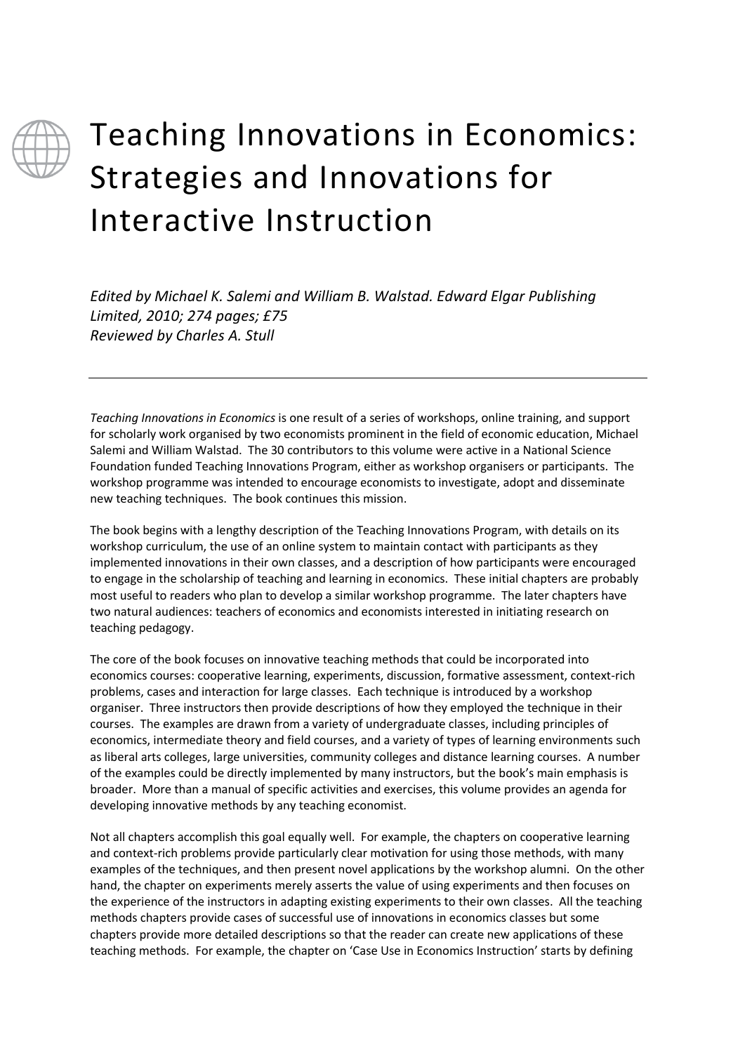# Teaching Innovations in Economics: Strategies and Innovations for Interactive Instruction

*Edited by Michael K. Salemi and William B. Walstad. Edward Elgar Publishing Limited, 2010; 274 pages; £75*
*Reviewed by Charles A. Stull*

---

*Teaching Innovations in Economics* is one result of a series of workshops, online training, and support for scholarly work organised by two economists prominent in the field of economic education, Michael Salemi and William Walstad. The 30 contributors to this volume were active in a National Science Foundation funded Teaching Innovations Program, either as workshop organisers or participants. The workshop programme was intended to encourage economists to investigate, adopt and disseminate new teaching techniques. The book continues this mission.

The book begins with a lengthy description of the Teaching Innovations Program, with details on its workshop curriculum, the use of an online system to maintain contact with participants as they implemented innovations in their own classes, and a description of how participants were encouraged to engage in the scholarship of teaching and learning in economics. These initial chapters are probably most useful to readers who plan to develop a similar workshop programme. The later chapters have two natural audiences: teachers of economics and economists interested in initiating research on teaching pedagogy.

The core of the book focuses on innovative teaching methods that could be incorporated into economics courses: cooperative learning, experiments, discussion, formative assessment, context-rich problems, cases and interaction for large classes. Each technique is introduced by a workshop organiser. Three instructors then provide descriptions of how they employed the technique in their courses. The examples are drawn from a variety of undergraduate classes, including principles of economics, intermediate theory and field courses, and a variety of types of learning environments such as liberal arts colleges, large universities, community colleges and distance learning courses. A number of the examples could be directly implemented by many instructors, but the book's main emphasis is broader. More than a manual of specific activities and exercises, this volume provides an agenda for developing innovative methods by any teaching economist.

Not all chapters accomplish this goal equally well. For example, the chapters on cooperative learning and context-rich problems provide particularly clear motivation for using those methods, with many examples of the techniques, and then present novel applications by the workshop alumni. On the other hand, the chapter on experiments merely asserts the value of using experiments and then focuses on the experience of the instructors in adapting existing experiments to their own classes. All the teaching methods chapters provide cases of successful use of innovations in economics classes but some chapters provide more detailed descriptions so that the reader can create new applications of these teaching methods. For example, the chapter on 'Case Use in Economics Instruction' starts by defining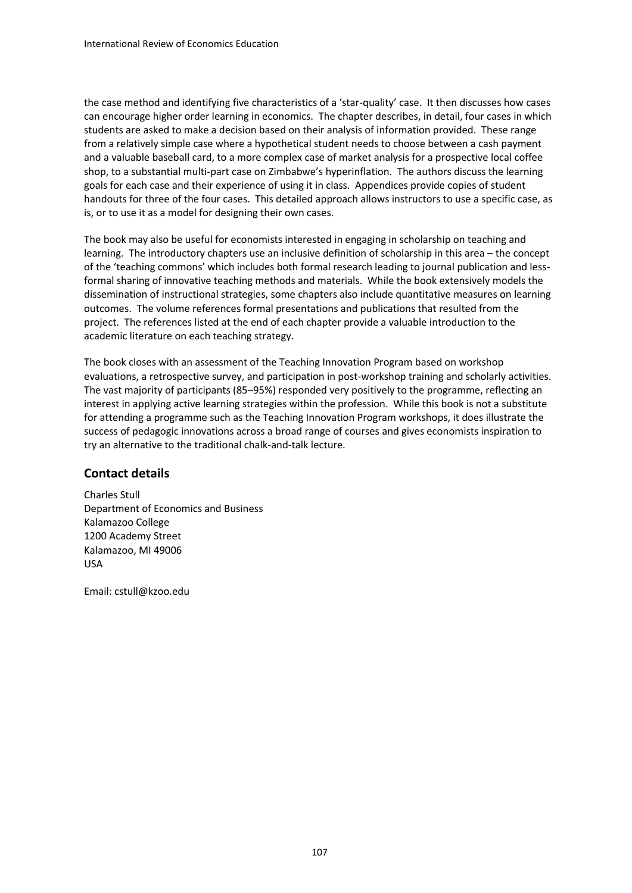the case method and identifying five characteristics of a 'star-quality' case. It then discusses how cases can encourage higher order learning in economics. The chapter describes, in detail, four cases in which students are asked to make a decision based on their analysis of information provided. These range from a relatively simple case where a hypothetical student needs to choose between a cash payment and a valuable baseball card, to a more complex case of market analysis for a prospective local coffee shop, to a substantial multi-part case on Zimbabwe's hyperinflation. The authors discuss the learning goals for each case and their experience of using it in class. Appendices provide copies of student handouts for three of the four cases. This detailed approach allows instructors to use a specific case, as is, or to use it as a model for designing their own cases.

The book may also be useful for economists interested in engaging in scholarship on teaching and learning. The introductory chapters use an inclusive definition of scholarship in this area – the concept of the 'teaching commons' which includes both formal research leading to journal publication and less-formal sharing of innovative teaching methods and materials. While the book extensively models the dissemination of instructional strategies, some chapters also include quantitative measures on learning outcomes. The volume references formal presentations and publications that resulted from the project. The references listed at the end of each chapter provide a valuable introduction to the academic literature on each teaching strategy.

The book closes with an assessment of the Teaching Innovation Program based on workshop evaluations, a retrospective survey, and participation in post-workshop training and scholarly activities. The vast majority of participants (85–95%) responded very positively to the programme, reflecting an interest in applying active learning strategies within the profession. While this book is not a substitute for attending a programme such as the Teaching Innovation Program workshops, it does illustrate the success of pedagogic innovations across a broad range of courses and gives economists inspiration to try an alternative to the traditional chalk-and-talk lecture.

## Contact details

Charles Stull
Department of Economics and Business
Kalamazoo College
1200 Academy Street
Kalamazoo, MI 49006
USA

Email: cstull@kzoo.edu